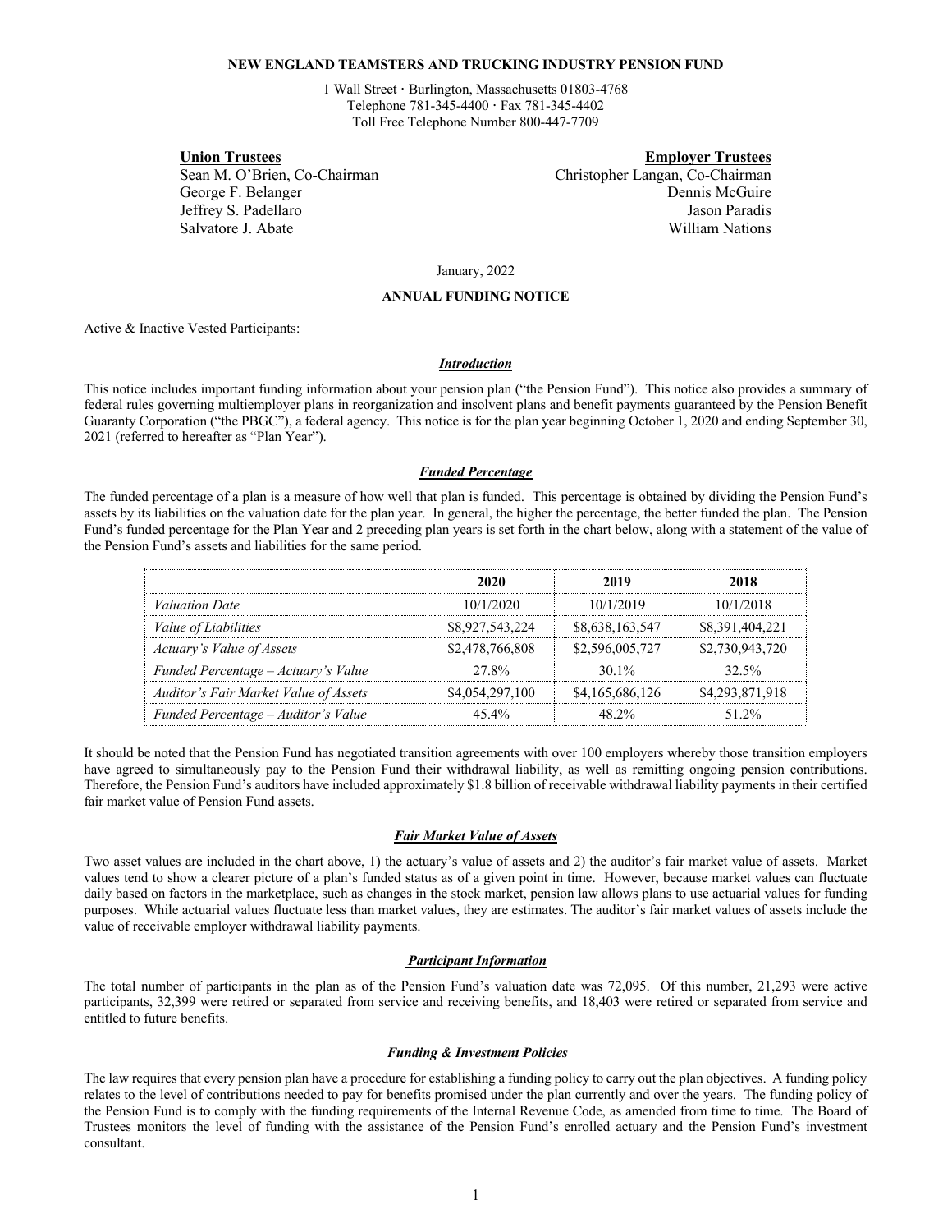**NEW ENGLAND TEAMSTERS AND TRUCKING INDUSTRY PENSION FUND**

1 Wall Street · Burlington, Massachusetts 01803-4768
Telephone 781-345-4400 · Fax 781-345-4402
Toll Free Telephone Number 800-447-7709

| **Union Trustees** | **Employer Trustees** |
|---|---|
| Sean M. O'Brien, Co-Chairman | Christopher Langan, Co-Chairman |
| George F. Belanger | Dennis McGuire |
| Jeffrey S. Padellaro | Jason Paradis |
| Salvatore J. Abate | William Nations |

January, 2022

**ANNUAL FUNDING NOTICE**

Active & Inactive Vested Participants:

### ***Introduction***

This notice includes important funding information about your pension plan ("the Pension Fund"). This notice also provides a summary of federal rules governing multiemployer plans in reorganization and insolvent plans and benefit payments guaranteed by the Pension Benefit Guaranty Corporation ("the PBGC"), a federal agency. This notice is for the plan year beginning October 1, 2020 and ending September 30, 2021 (referred to hereafter as "Plan Year").

### ***Funded Percentage***

The funded percentage of a plan is a measure of how well that plan is funded. This percentage is obtained by dividing the Pension Fund's assets by its liabilities on the valuation date for the plan year. In general, the higher the percentage, the better funded the plan. The Pension Fund's funded percentage for the Plan Year and 2 preceding plan years is set forth in the chart below, along with a statement of the value of the Pension Fund's assets and liabilities for the same period.

| | **2020** | **2019** | **2018** |
|---|---|---|---|
| *Valuation Date* | 10/1/2020 | 10/1/2019 | 10/1/2018 |
| *Value of Liabilities* | $8,927,543,224 | $8,638,163,547 | $8,391,404,221 |
| *Actuary's Value of Assets* | $2,478,766,808 | $2,596,005,727 | $2,730,943,720 |
| *Funded Percentage – Actuary's Value* | 27.8% | 30.1% | 32.5% |
| *Auditor's Fair Market Value of Assets* | $4,054,297,100 | $4,165,686,126 | $4,293,871,918 |
| *Funded Percentage – Auditor's Value* | 45.4% | 48.2% | 51.2% |

It should be noted that the Pension Fund has negotiated transition agreements with over 100 employers whereby those transition employers have agreed to simultaneously pay to the Pension Fund their withdrawal liability, as well as remitting ongoing pension contributions. Therefore, the Pension Fund's auditors have included approximately $1.8 billion of receivable withdrawal liability payments in their certified fair market value of Pension Fund assets.

### ***Fair Market Value of Assets***

Two asset values are included in the chart above, 1) the actuary's value of assets and 2) the auditor's fair market value of assets. Market values tend to show a clearer picture of a plan's funded status as of a given point in time. However, because market values can fluctuate daily based on factors in the marketplace, such as changes in the stock market, pension law allows plans to use actuarial values for funding purposes. While actuarial values fluctuate less than market values, they are estimates. The auditor's fair market values of assets include the value of receivable employer withdrawal liability payments.

### ***Participant Information***

The total number of participants in the plan as of the Pension Fund's valuation date was 72,095. Of this number, 21,293 were active participants, 32,399 were retired or separated from service and receiving benefits, and 18,403 were retired or separated from service and entitled to future benefits.

### ***Funding & Investment Policies***

The law requires that every pension plan have a procedure for establishing a funding policy to carry out the plan objectives. A funding policy relates to the level of contributions needed to pay for benefits promised under the plan currently and over the years. The funding policy of the Pension Fund is to comply with the funding requirements of the Internal Revenue Code, as amended from time to time. The Board of Trustees monitors the level of funding with the assistance of the Pension Fund's enrolled actuary and the Pension Fund's investment consultant.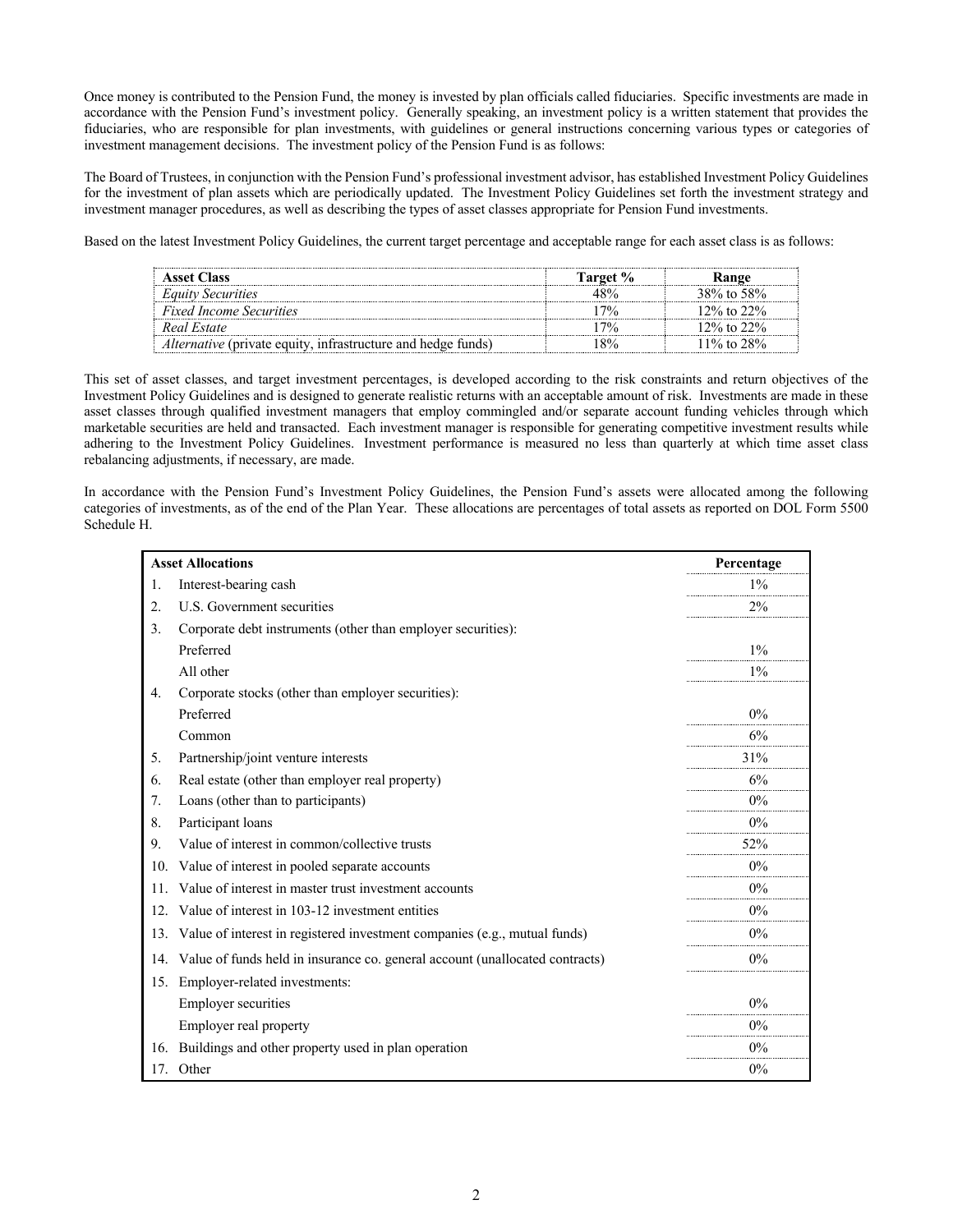Once money is contributed to the Pension Fund, the money is invested by plan officials called fiduciaries. Specific investments are made in accordance with the Pension Fund's investment policy. Generally speaking, an investment policy is a written statement that provides the fiduciaries, who are responsible for plan investments, with guidelines or general instructions concerning various types or categories of investment management decisions. The investment policy of the Pension Fund is as follows:

The Board of Trustees, in conjunction with the Pension Fund's professional investment advisor, has established Investment Policy Guidelines for the investment of plan assets which are periodically updated. The Investment Policy Guidelines set forth the investment strategy and investment manager procedures, as well as describing the types of asset classes appropriate for Pension Fund investments.

Based on the latest Investment Policy Guidelines, the current target percentage and acceptable range for each asset class is as follows:

| Asset Class | Target % | Range |
|---|---|---|
| *Equity Securities* | 48% | 38% to 58% |
| *Fixed Income Securities* | 17% | 12% to 22% |
| *Real Estate* | 17% | 12% to 22% |
| *Alternative* (private equity, infrastructure and hedge funds) | 18% | 11% to 28% |

This set of asset classes, and target investment percentages, is developed according to the risk constraints and return objectives of the Investment Policy Guidelines and is designed to generate realistic returns with an acceptable amount of risk. Investments are made in these asset classes through qualified investment managers that employ commingled and/or separate account funding vehicles through which marketable securities are held and transacted. Each investment manager is responsible for generating competitive investment results while adhering to the Investment Policy Guidelines. Investment performance is measured no less than quarterly at which time asset class rebalancing adjustments, if necessary, are made.

In accordance with the Pension Fund's Investment Policy Guidelines, the Pension Fund's assets were allocated among the following categories of investments, as of the end of the Plan Year. These allocations are percentages of total assets as reported on DOL Form 5500 Schedule H.

| Asset Allocations | | Percentage |
|---|---|---|
| 1. | Interest-bearing cash | 1% |
| 2. | U.S. Government securities | 2% |
| 3. | Corporate debt instruments (other than employer securities): | |
| | Preferred | 1% |
| | All other | 1% |
| 4. | Corporate stocks (other than employer securities): | |
| | Preferred | 0% |
| | Common | 6% |
| 5. | Partnership/joint venture interests | 31% |
| 6. | Real estate (other than employer real property) | 6% |
| 7. | Loans (other than to participants) | 0% |
| 8. | Participant loans | 0% |
| 9. | Value of interest in common/collective trusts | 52% |
| 10. | Value of interest in pooled separate accounts | 0% |
| 11. | Value of interest in master trust investment accounts | 0% |
| 12. | Value of interest in 103-12 investment entities | 0% |
| 13. | Value of interest in registered investment companies (e.g., mutual funds) | 0% |
| 14. | Value of funds held in insurance co. general account (unallocated contracts) | 0% |
| 15. | Employer-related investments: | |
| | Employer securities | 0% |
| | Employer real property | 0% |
| 16. | Buildings and other property used in plan operation | 0% |
| 17. | Other | 0% |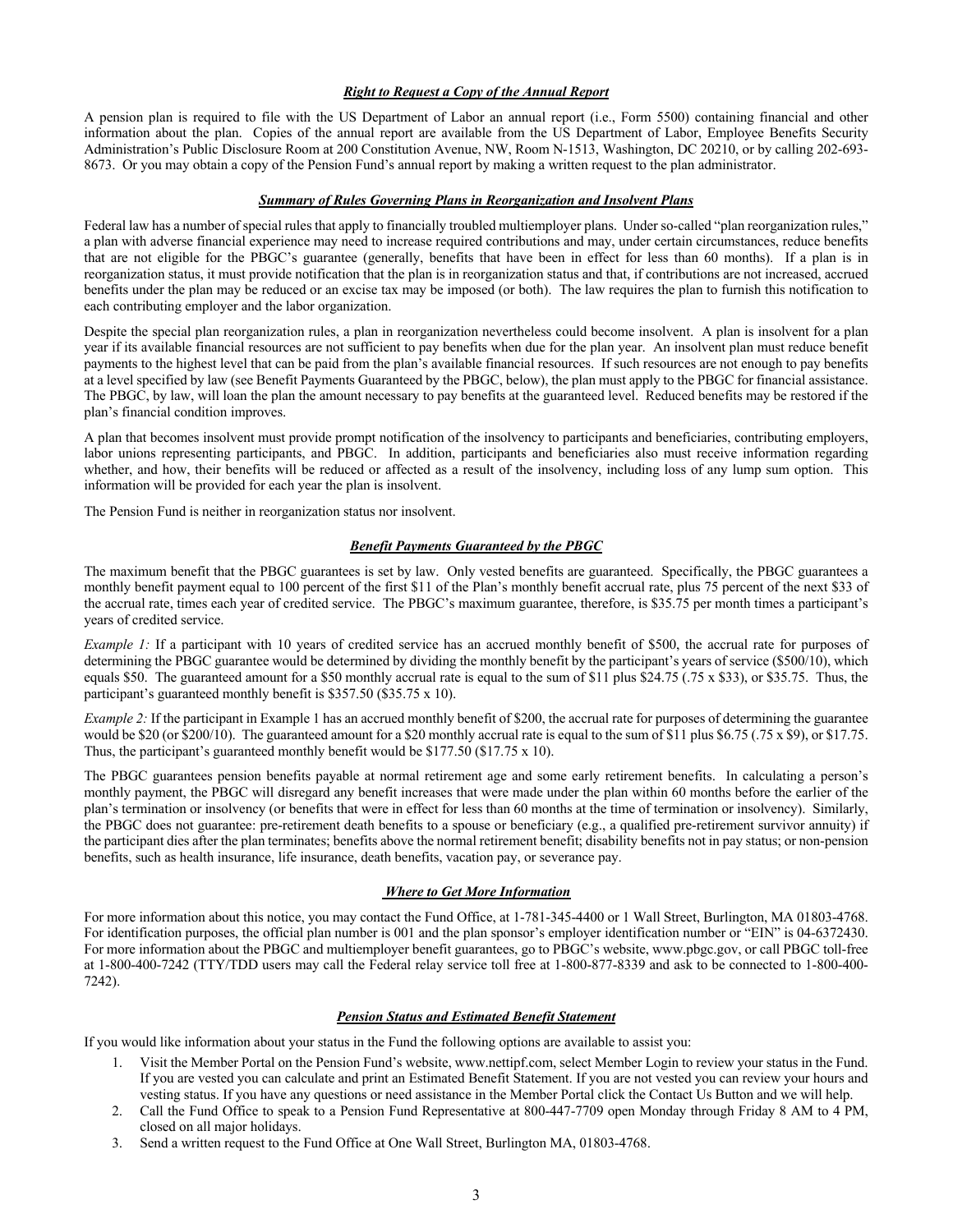### ***Right to Request a Copy of the Annual Report***

A pension plan is required to file with the US Department of Labor an annual report (i.e., Form 5500) containing financial and other information about the plan. Copies of the annual report are available from the US Department of Labor, Employee Benefits Security Administration's Public Disclosure Room at 200 Constitution Avenue, NW, Room N-1513, Washington, DC 20210, or by calling 202-693-8673. Or you may obtain a copy of the Pension Fund's annual report by making a written request to the plan administrator.

### ***Summary of Rules Governing Plans in Reorganization and Insolvent Plans***

Federal law has a number of special rules that apply to financially troubled multiemployer plans. Under so-called "plan reorganization rules," a plan with adverse financial experience may need to increase required contributions and may, under certain circumstances, reduce benefits that are not eligible for the PBGC's guarantee (generally, benefits that have been in effect for less than 60 months). If a plan is in reorganization status, it must provide notification that the plan is in reorganization status and that, if contributions are not increased, accrued benefits under the plan may be reduced or an excise tax may be imposed (or both). The law requires the plan to furnish this notification to each contributing employer and the labor organization.

Despite the special plan reorganization rules, a plan in reorganization nevertheless could become insolvent. A plan is insolvent for a plan year if its available financial resources are not sufficient to pay benefits when due for the plan year. An insolvent plan must reduce benefit payments to the highest level that can be paid from the plan's available financial resources. If such resources are not enough to pay benefits at a level specified by law (see Benefit Payments Guaranteed by the PBGC, below), the plan must apply to the PBGC for financial assistance. The PBGC, by law, will loan the plan the amount necessary to pay benefits at the guaranteed level. Reduced benefits may be restored if the plan's financial condition improves.

A plan that becomes insolvent must provide prompt notification of the insolvency to participants and beneficiaries, contributing employers, labor unions representing participants, and PBGC. In addition, participants and beneficiaries also must receive information regarding whether, and how, their benefits will be reduced or affected as a result of the insolvency, including loss of any lump sum option. This information will be provided for each year the plan is insolvent.

The Pension Fund is neither in reorganization status nor insolvent.

### ***Benefit Payments Guaranteed by the PBGC***

The maximum benefit that the PBGC guarantees is set by law. Only vested benefits are guaranteed. Specifically, the PBGC guarantees a monthly benefit payment equal to 100 percent of the first $11 of the Plan's monthly benefit accrual rate, plus 75 percent of the next $33 of the accrual rate, times each year of credited service. The PBGC's maximum guarantee, therefore, is $35.75 per month times a participant's years of credited service.

*Example 1:* If a participant with 10 years of credited service has an accrued monthly benefit of $500, the accrual rate for purposes of determining the PBGC guarantee would be determined by dividing the monthly benefit by the participant's years of service ($500/10), which equals $50. The guaranteed amount for a $50 monthly accrual rate is equal to the sum of $11 plus $24.75 (.75 x $33), or $35.75. Thus, the participant's guaranteed monthly benefit is $357.50 ($35.75 x 10).

*Example 2:* If the participant in Example 1 has an accrued monthly benefit of $200, the accrual rate for purposes of determining the guarantee would be $20 (or $200/10). The guaranteed amount for a $20 monthly accrual rate is equal to the sum of $11 plus $6.75 (.75 x $9), or $17.75. Thus, the participant's guaranteed monthly benefit would be $177.50 ($17.75 x 10).

The PBGC guarantees pension benefits payable at normal retirement age and some early retirement benefits. In calculating a person's monthly payment, the PBGC will disregard any benefit increases that were made under the plan within 60 months before the earlier of the plan's termination or insolvency (or benefits that were in effect for less than 60 months at the time of termination or insolvency). Similarly, the PBGC does not guarantee: pre-retirement death benefits to a spouse or beneficiary (e.g., a qualified pre-retirement survivor annuity) if the participant dies after the plan terminates; benefits above the normal retirement benefit; disability benefits not in pay status; or non-pension benefits, such as health insurance, life insurance, death benefits, vacation pay, or severance pay.

### ***Where to Get More Information***

For more information about this notice, you may contact the Fund Office, at 1-781-345-4400 or 1 Wall Street, Burlington, MA 01803-4768. For identification purposes, the official plan number is 001 and the plan sponsor's employer identification number or "EIN" is 04-6372430. For more information about the PBGC and multiemployer benefit guarantees, go to PBGC's website, www.pbgc.gov, or call PBGC toll-free at 1-800-400-7242 (TTY/TDD users may call the Federal relay service toll free at 1-800-877-8339 and ask to be connected to 1-800-400-7242).

### ***Pension Status and Estimated Benefit Statement***

If you would like information about your status in the Fund the following options are available to assist you:

1. Visit the Member Portal on the Pension Fund's website, www.nettipf.com, select Member Login to review your status in the Fund. If you are vested you can calculate and print an Estimated Benefit Statement. If you are not vested you can review your hours and vesting status. If you have any questions or need assistance in the Member Portal click the Contact Us Button and we will help.
2. Call the Fund Office to speak to a Pension Fund Representative at 800-447-7709 open Monday through Friday 8 AM to 4 PM, closed on all major holidays.
3. Send a written request to the Fund Office at One Wall Street, Burlington MA, 01803-4768.